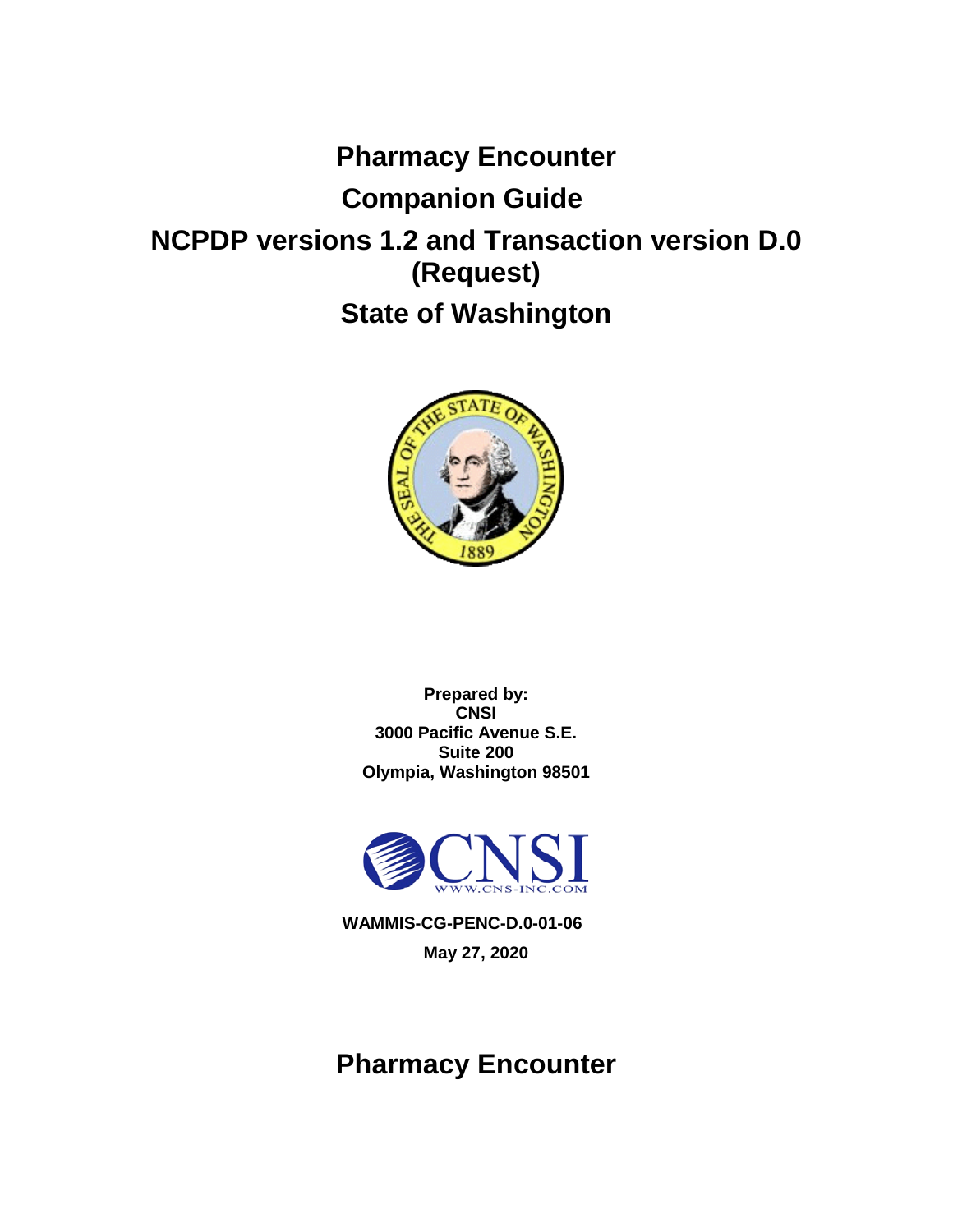# Pharmacy Encounter

# Companion Guide

# NCPDP versions 1.2 and Transaction version D.0 (Request)

# State of Washington

**Prepared by:**
**CNSI**
**3000 Pacific Avenue S.E.**
**Suite 200**
**Olympia, Washington 98501**

**WAMMIS-CG-PENC-D.0-01-06**

**May 27, 2020**

# Pharmacy Encounter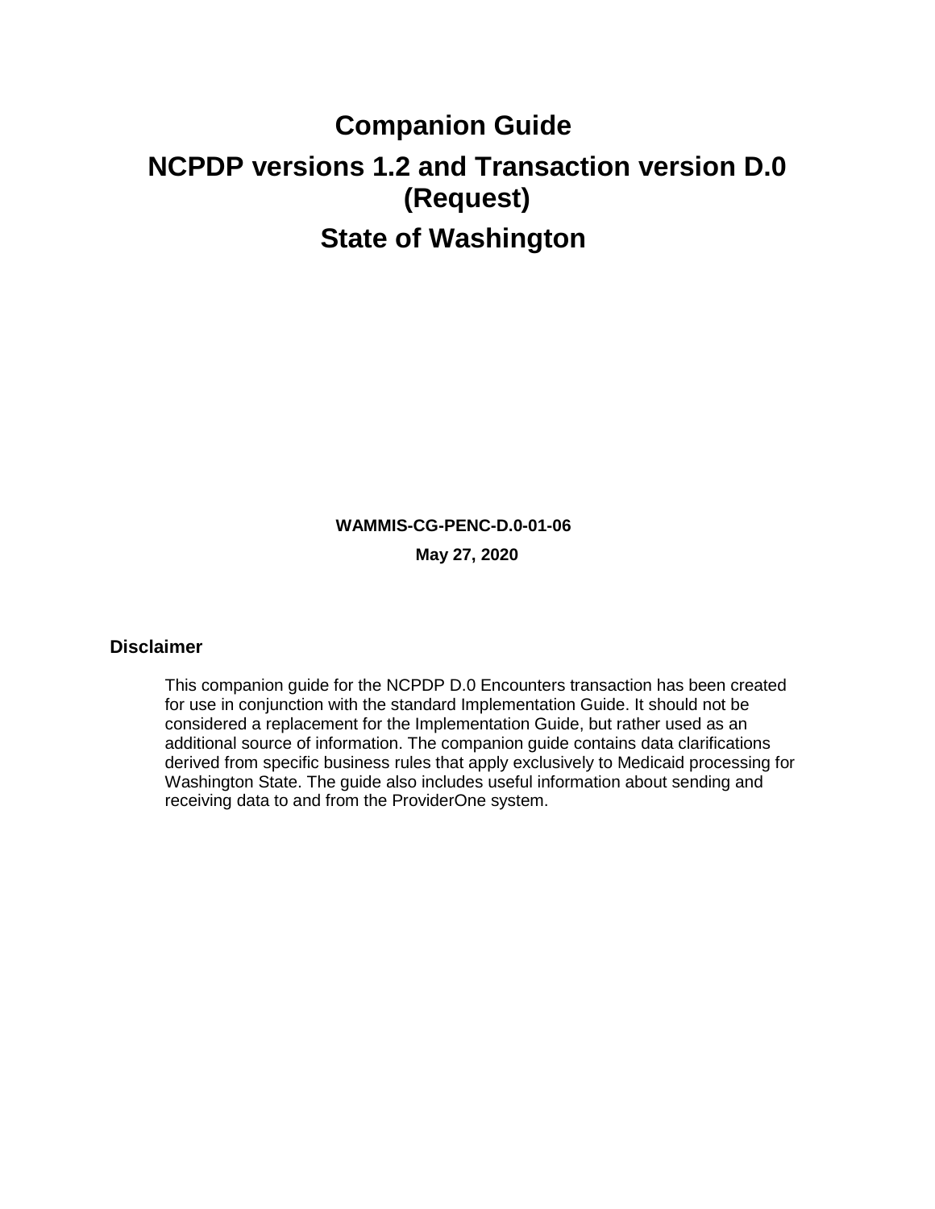# Companion Guide

# NCPDP versions 1.2 and Transaction version D.0 (Request)

# State of Washington

**WAMMIS-CG-PENC-D.0-01-06**

**May 27, 2020**

## Disclaimer

This companion guide for the NCPDP D.0 Encounters transaction has been created for use in conjunction with the standard Implementation Guide. It should not be considered a replacement for the Implementation Guide, but rather used as an additional source of information. The companion guide contains data clarifications derived from specific business rules that apply exclusively to Medicaid processing for Washington State. The guide also includes useful information about sending and receiving data to and from the ProviderOne system.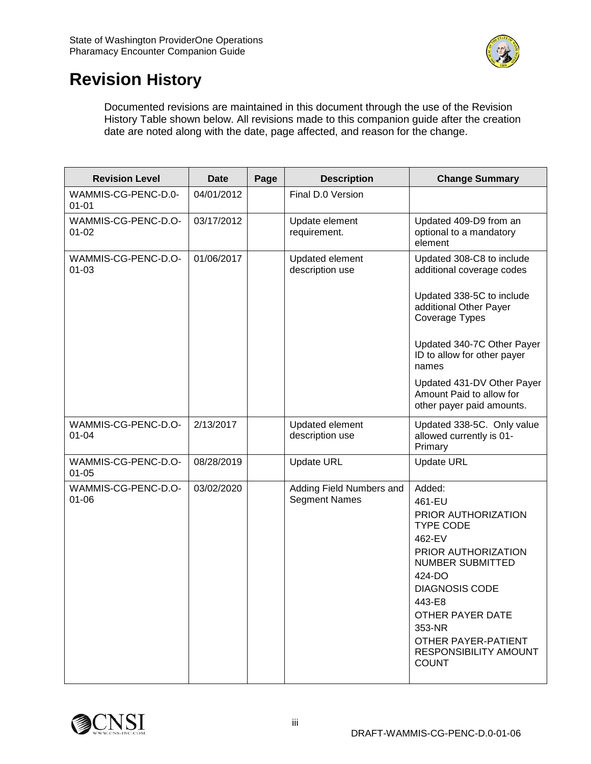# Revision History

Documented revisions are maintained in this document through the use of the Revision History Table shown below. All revisions made to this companion guide after the creation date are noted along with the date, page affected, and reason for the change.

| Revision Level | Date | Page | Description | Change Summary |
|---|---|---|---|---|
| WAMMIS-CG-PENC-D.0-01-01 | 04/01/2012 | | Final D.0 Version | |
| WAMMIS-CG-PENC-D.O-01-02 | 03/17/2012 | | Update element requirement. | Updated 409-D9 from an optional to a mandatory element |
| WAMMIS-CG-PENC-D.O-01-03 | 01/06/2017 | | Updated element description use | Updated 308-C8 to include additional coverage codes<br><br>Updated 338-5C to include additional Other Payer Coverage Types<br><br>Updated 340-7C Other Payer ID to allow for other payer names<br><br>Updated 431-DV Other Payer Amount Paid to allow for other payer paid amounts. |
| WAMMIS-CG-PENC-D.O-01-04 | 2/13/2017 | | Updated element description use | Updated 338-5C. Only value allowed currently is 01-Primary |
| WAMMIS-CG-PENC-D.O-01-05 | 08/28/2019 | | Update URL | Update URL |
| WAMMIS-CG-PENC-D.O-01-06 | 03/02/2020 | | Adding Field Numbers and Segment Names | Added:<br>461-EU<br>PRIOR AUTHORIZATION TYPE CODE<br>462-EV<br>PRIOR AUTHORIZATION NUMBER SUBMITTED<br>424-DO<br>DIAGNOSIS CODE<br>443-E8<br>OTHER PAYER DATE<br>353-NR<br>OTHER PAYER-PATIENT RESPONSIBILITY AMOUNT COUNT |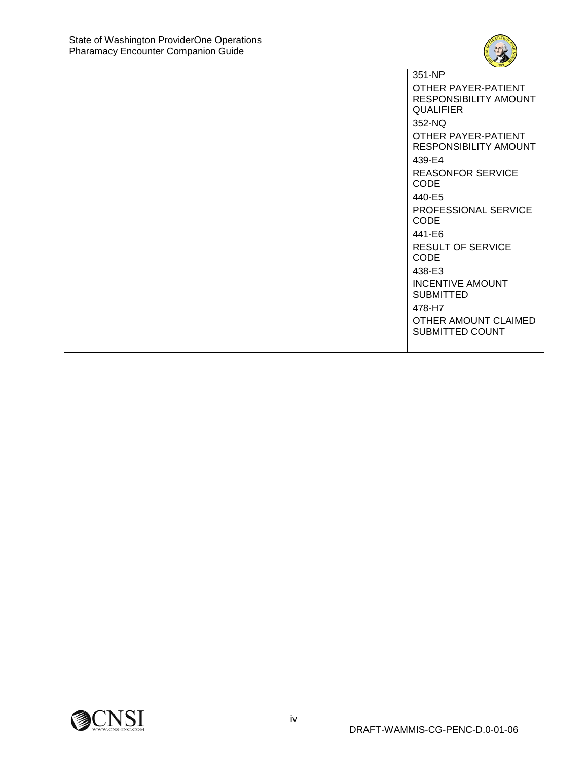| | | | | 351-NP<br>OTHER PAYER-PATIENT RESPONSIBILITY AMOUNT QUALIFIER<br>352-NQ<br>OTHER PAYER-PATIENT RESPONSIBILITY AMOUNT<br>439-E4<br>REASONFOR SERVICE CODE<br>440-E5<br>PROFESSIONAL SERVICE CODE<br>441-E6<br>RESULT OF SERVICE CODE<br>438-E3<br>INCENTIVE AMOUNT SUBMITTED<br>478-H7<br>OTHER AMOUNT CLAIMED SUBMITTED COUNT |
|---|---|---|---|---|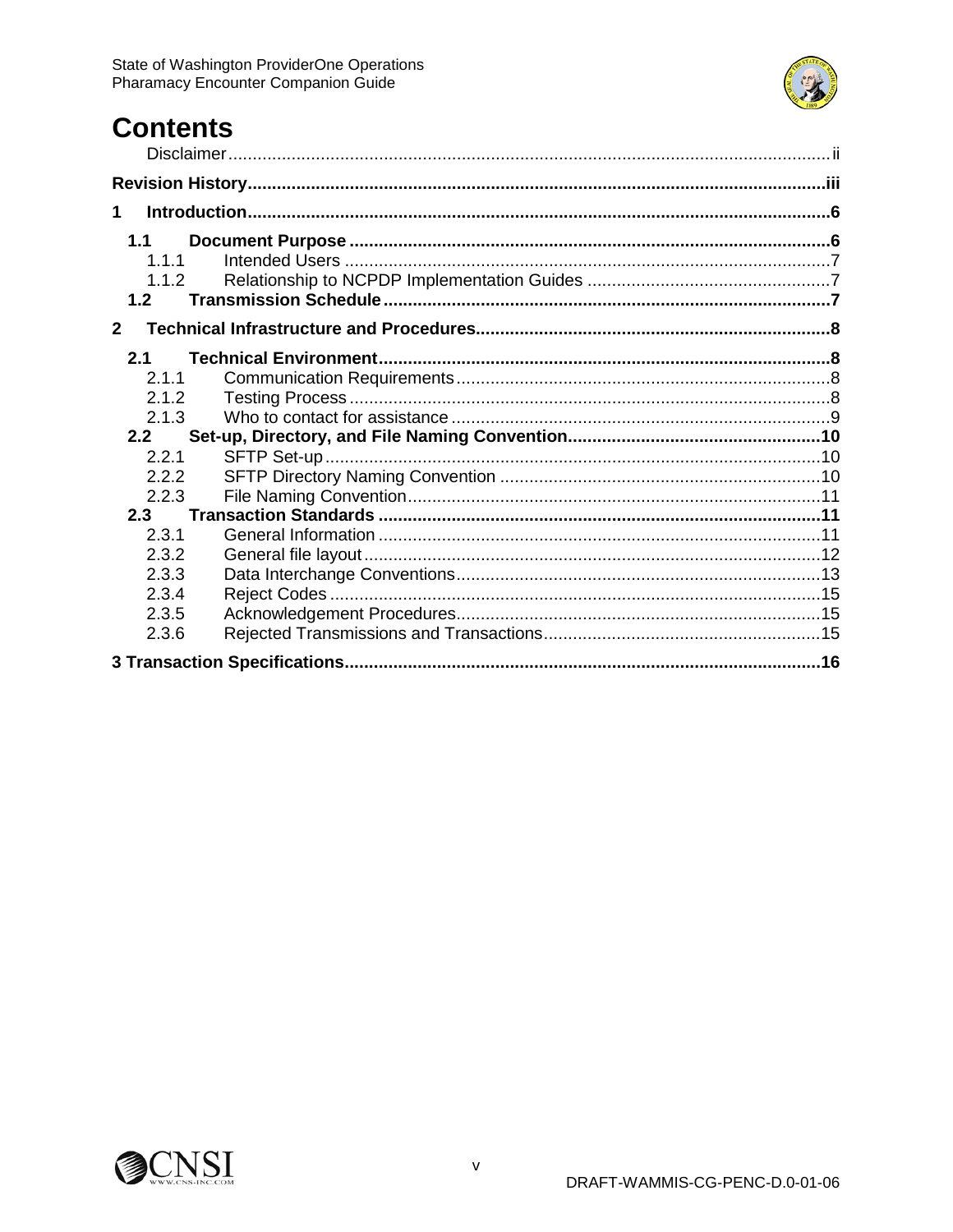# Contents

Disclaimer ii

**Revision History iii**

**1 Introduction 6**

- **1.1 Document Purpose 6**
  - 1.1.1 Intended Users 7
  - 1.1.2 Relationship to NCPDP Implementation Guides 7
- **1.2 Transmission Schedule 7**

**2 Technical Infrastructure and Procedures 8**

- **2.1 Technical Environment 8**
  - 2.1.1 Communication Requirements 8
  - 2.1.2 Testing Process 8
  - 2.1.3 Who to contact for assistance 9
- **2.2 Set-up, Directory, and File Naming Convention 10**
  - 2.2.1 SFTP Set-up 10
  - 2.2.2 SFTP Directory Naming Convention 10
  - 2.2.3 File Naming Convention 11
- **2.3 Transaction Standards 11**
  - 2.3.1 General Information 11
  - 2.3.2 General file layout 12
  - 2.3.3 Data Interchange Conventions 13
  - 2.3.4 Reject Codes 15
  - 2.3.5 Acknowledgement Procedures 15
  - 2.3.6 Rejected Transmissions and Transactions 15

**3 Transaction Specifications 16**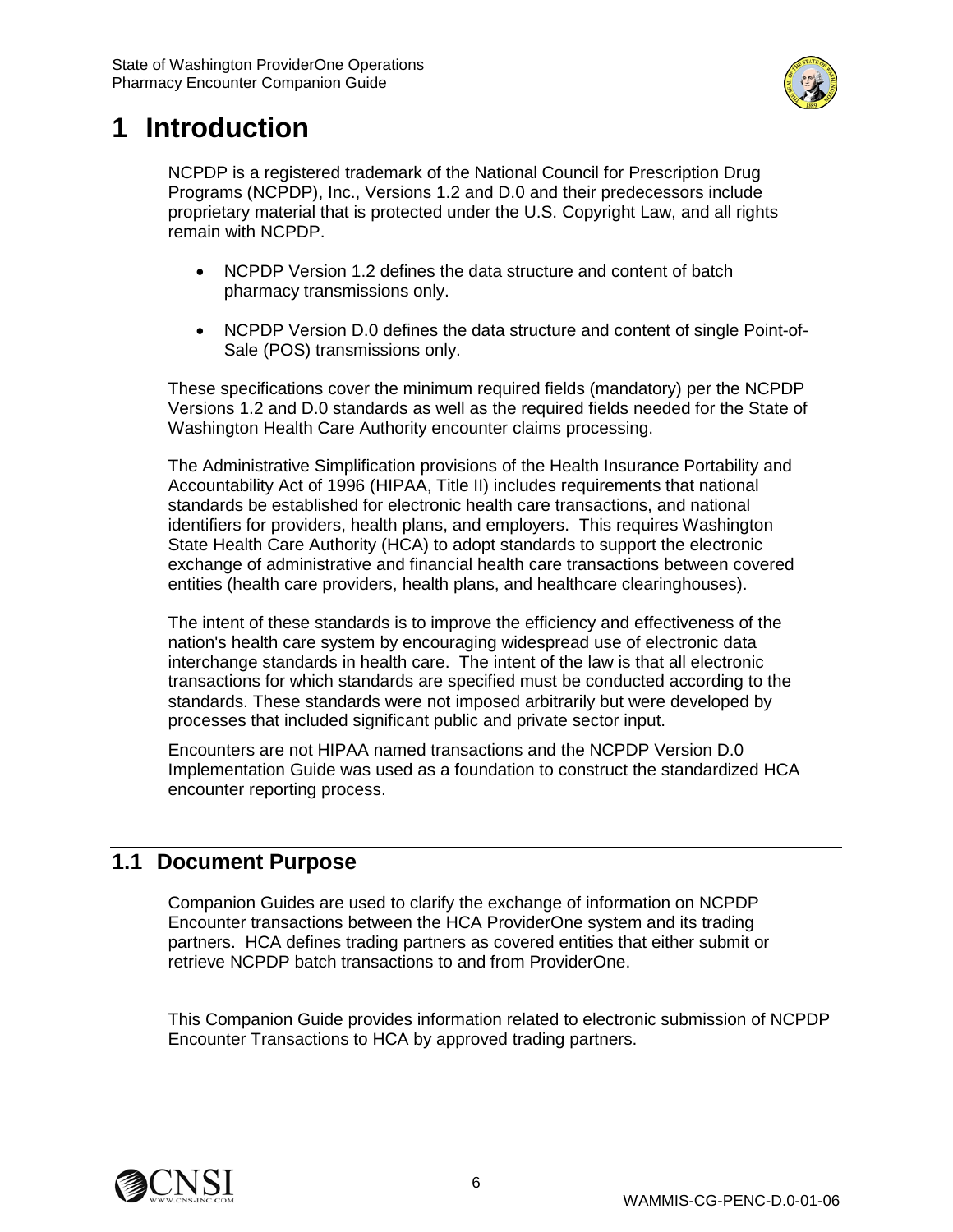# 1 Introduction

NCPDP is a registered trademark of the National Council for Prescription Drug Programs (NCPDP), Inc., Versions 1.2 and D.0 and their predecessors include proprietary material that is protected under the U.S. Copyright Law, and all rights remain with NCPDP.

- NCPDP Version 1.2 defines the data structure and content of batch pharmacy transmissions only.
- NCPDP Version D.0 defines the data structure and content of single Point-of-Sale (POS) transmissions only.

These specifications cover the minimum required fields (mandatory) per the NCPDP Versions 1.2 and D.0 standards as well as the required fields needed for the State of Washington Health Care Authority encounter claims processing.

The Administrative Simplification provisions of the Health Insurance Portability and Accountability Act of 1996 (HIPAA, Title II) includes requirements that national standards be established for electronic health care transactions, and national identifiers for providers, health plans, and employers. This requires Washington State Health Care Authority (HCA) to adopt standards to support the electronic exchange of administrative and financial health care transactions between covered entities (health care providers, health plans, and healthcare clearinghouses).

The intent of these standards is to improve the efficiency and effectiveness of the nation's health care system by encouraging widespread use of electronic data interchange standards in health care. The intent of the law is that all electronic transactions for which standards are specified must be conducted according to the standards. These standards were not imposed arbitrarily but were developed by processes that included significant public and private sector input.

Encounters are not HIPAA named transactions and the NCPDP Version D.0 Implementation Guide was used as a foundation to construct the standardized HCA encounter reporting process.

## 1.1 Document Purpose

Companion Guides are used to clarify the exchange of information on NCPDP Encounter transactions between the HCA ProviderOne system and its trading partners. HCA defines trading partners as covered entities that either submit or retrieve NCPDP batch transactions to and from ProviderOne.

This Companion Guide provides information related to electronic submission of NCPDP Encounter Transactions to HCA by approved trading partners.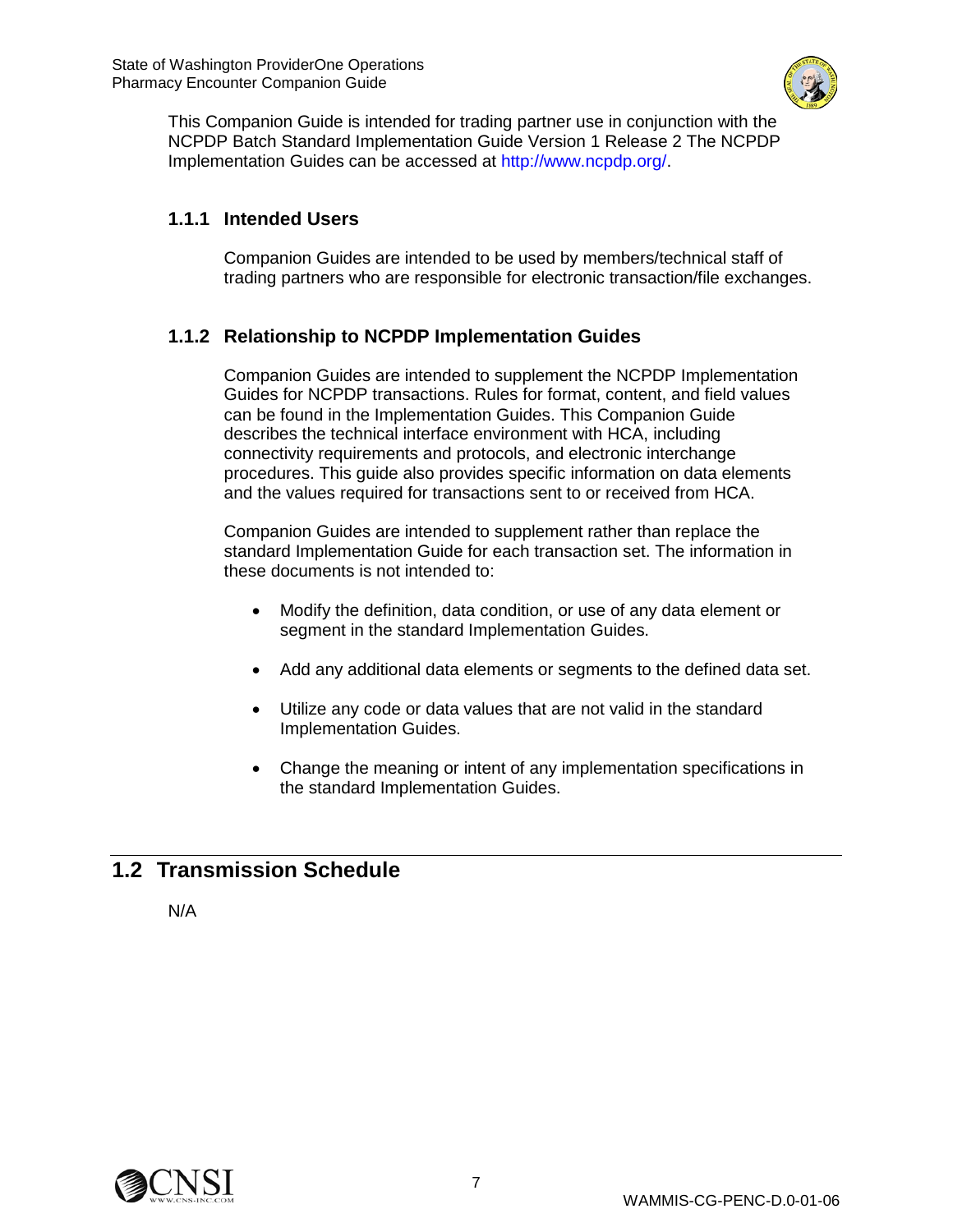This Companion Guide is intended for trading partner use in conjunction with the NCPDP Batch Standard Implementation Guide Version 1 Release 2 The NCPDP Implementation Guides can be accessed at http://www.ncpdp.org/.

### 1.1.1 Intended Users

Companion Guides are intended to be used by members/technical staff of trading partners who are responsible for electronic transaction/file exchanges.

### 1.1.2 Relationship to NCPDP Implementation Guides

Companion Guides are intended to supplement the NCPDP Implementation Guides for NCPDP transactions. Rules for format, content, and field values can be found in the Implementation Guides. This Companion Guide describes the technical interface environment with HCA, including connectivity requirements and protocols, and electronic interchange procedures. This guide also provides specific information on data elements and the values required for transactions sent to or received from HCA.

Companion Guides are intended to supplement rather than replace the standard Implementation Guide for each transaction set. The information in these documents is not intended to:

- Modify the definition, data condition, or use of any data element or segment in the standard Implementation Guides.
- Add any additional data elements or segments to the defined data set.
- Utilize any code or data values that are not valid in the standard Implementation Guides.
- Change the meaning or intent of any implementation specifications in the standard Implementation Guides.

## 1.2 Transmission Schedule

N/A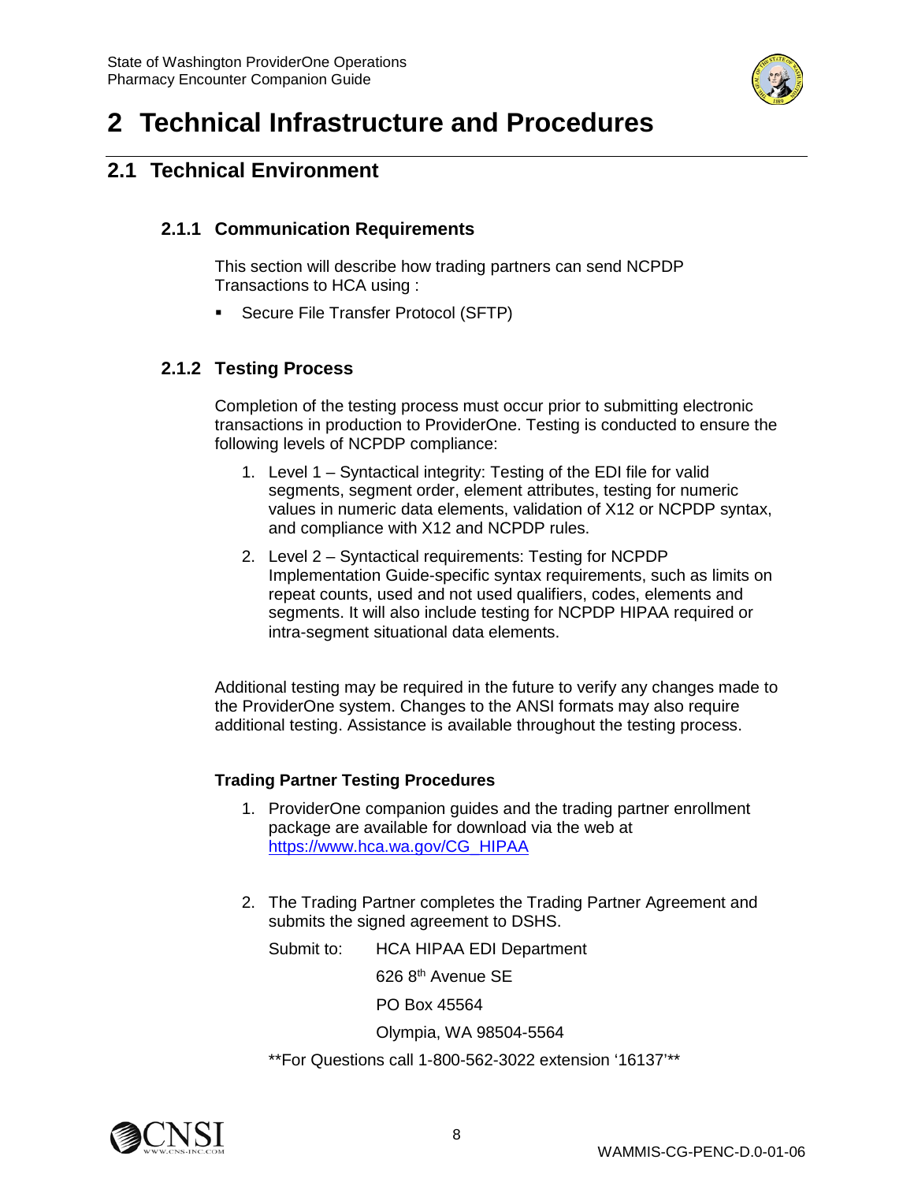# 2 Technical Infrastructure and Procedures

## 2.1 Technical Environment

### 2.1.1 Communication Requirements

This section will describe how trading partners can send NCPDP Transactions to HCA using :

- Secure File Transfer Protocol (SFTP)

### 2.1.2 Testing Process

Completion of the testing process must occur prior to submitting electronic transactions in production to ProviderOne. Testing is conducted to ensure the following levels of NCPDP compliance:

1. Level 1 – Syntactical integrity: Testing of the EDI file for valid segments, segment order, element attributes, testing for numeric values in numeric data elements, validation of X12 or NCPDP syntax, and compliance with X12 and NCPDP rules.
2. Level 2 – Syntactical requirements: Testing for NCPDP Implementation Guide-specific syntax requirements, such as limits on repeat counts, used and not used qualifiers, codes, elements and segments. It will also include testing for NCPDP HIPAA required or intra-segment situational data elements.

Additional testing may be required in the future to verify any changes made to the ProviderOne system. Changes to the ANSI formats may also require additional testing. Assistance is available throughout the testing process.

**Trading Partner Testing Procedures**

1. ProviderOne companion guides and the trading partner enrollment package are available for download via the web at [https://www.hca.wa.gov/CG_HIPAA](https://www.hca.wa.gov/CG_HIPAA)
2. The Trading Partner completes the Trading Partner Agreement and submits the signed agreement to DSHS.

   Submit to: HCA HIPAA EDI Department

   626 8th Avenue SE

   PO Box 45564

   Olympia, WA 98504-5564

   **For Questions call 1-800-562-3022 extension '16137'**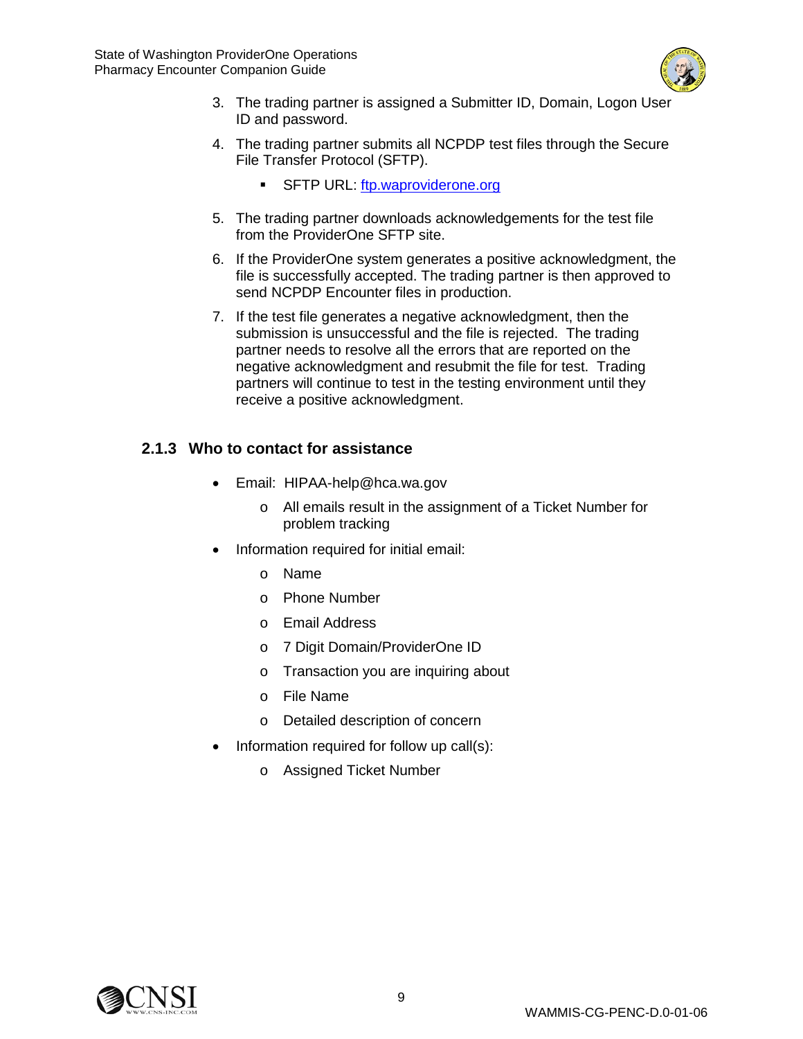3. The trading partner is assigned a Submitter ID, Domain, Logon User ID and password.

4. The trading partner submits all NCPDP test files through the Secure File Transfer Protocol (SFTP).

    - SFTP URL: [ftp.waproviderone.org](ftp.waproviderone.org)

5. The trading partner downloads acknowledgements for the test file from the ProviderOne SFTP site.

6. If the ProviderOne system generates a positive acknowledgment, the file is successfully accepted. The trading partner is then approved to send NCPDP Encounter files in production.

7. If the test file generates a negative acknowledgment, then the submission is unsuccessful and the file is rejected. The trading partner needs to resolve all the errors that are reported on the negative acknowledgment and resubmit the file for test. Trading partners will continue to test in the testing environment until they receive a positive acknowledgment.

### 2.1.3 Who to contact for assistance

- Email: HIPAA-help@hca.wa.gov
    - All emails result in the assignment of a Ticket Number for problem tracking
- Information required for initial email:
    - Name
    - Phone Number
    - Email Address
    - 7 Digit Domain/ProviderOne ID
    - Transaction you are inquiring about
    - File Name
    - Detailed description of concern
- Information required for follow up call(s):
    - Assigned Ticket Number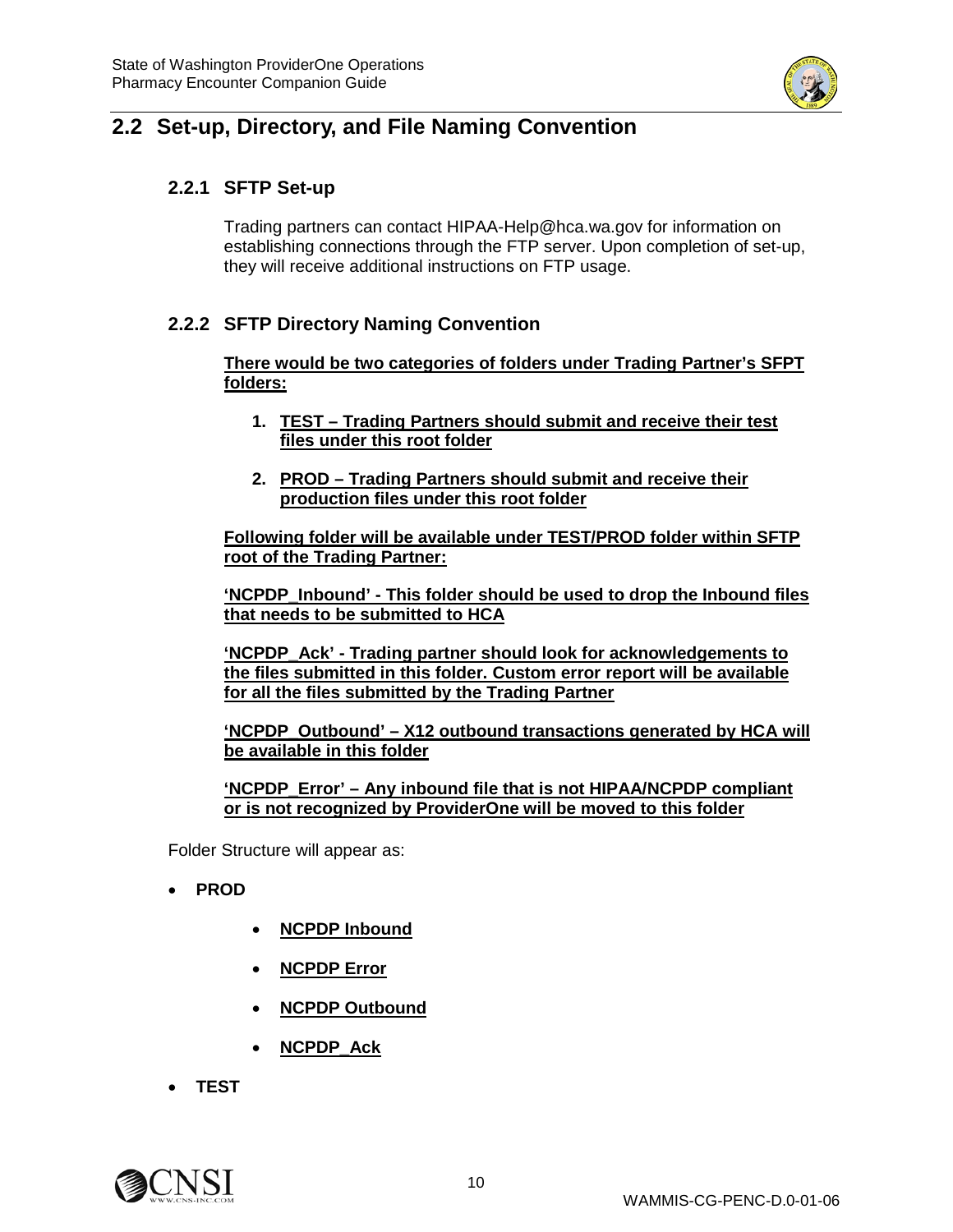## 2.2 Set-up, Directory, and File Naming Convention

### 2.2.1 SFTP Set-up

Trading partners can contact HIPAA-Help@hca.wa.gov for information on establishing connections through the FTP server. Upon completion of set-up, they will receive additional instructions on FTP usage.

### 2.2.2 SFTP Directory Naming Convention

**There would be two categories of folders under Trading Partner's SFPT folders:**

1. **TEST – Trading Partners should submit and receive their test files under this root folder**
2. **PROD – Trading Partners should submit and receive their production files under this root folder**

**Following folder will be available under TEST/PROD folder within SFTP root of the Trading Partner:**

**'NCPDP_Inbound' - This folder should be used to drop the Inbound files that needs to be submitted to HCA**

**'NCPDP_Ack' - Trading partner should look for acknowledgements to the files submitted in this folder. Custom error report will be available for all the files submitted by the Trading Partner**

**'NCPDP_Outbound' – X12 outbound transactions generated by HCA will be available in this folder**

**'NCPDP_Error' – Any inbound file that is not HIPAA/NCPDP compliant or is not recognized by ProviderOne will be moved to this folder**

Folder Structure will appear as:

- **PROD**
    - **NCPDP Inbound**
    - **NCPDP Error**
    - **NCPDP Outbound**
    - **NCPDP_Ack**
- **TEST**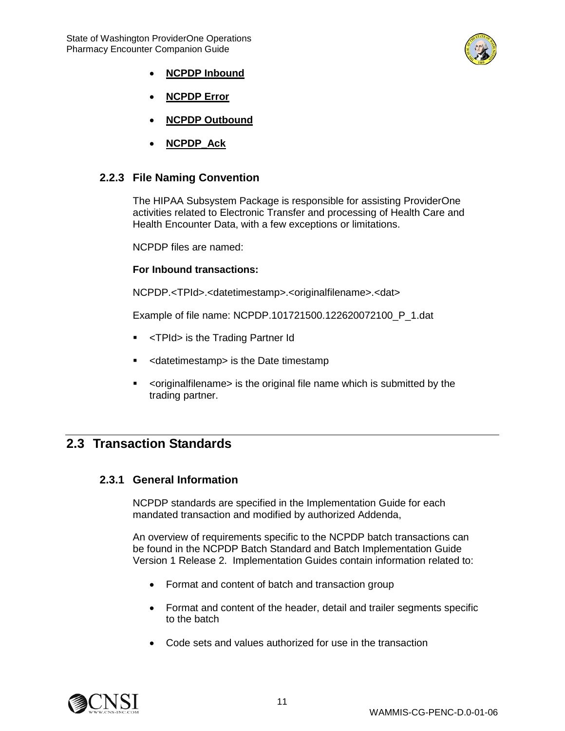- **NCPDP Inbound**
- **NCPDP Error**
- **NCPDP Outbound**
- **NCPDP_Ack**

### 2.2.3 File Naming Convention

The HIPAA Subsystem Package is responsible for assisting ProviderOne activities related to Electronic Transfer and processing of Health Care and Health Encounter Data, with a few exceptions or limitations.

NCPDP files are named:

**For Inbound transactions:**

NCPDP.<TPId>.<datetimestamp>.<originalfilename>.<dat>

Example of file name: NCPDP.101721500.122620072100_P_1.dat

- <TPId> is the Trading Partner Id
- <datetimestamp> is the Date timestamp
- <originalfilename> is the original file name which is submitted by the trading partner.

## 2.3 Transaction Standards

### 2.3.1 General Information

NCPDP standards are specified in the Implementation Guide for each mandated transaction and modified by authorized Addenda,

An overview of requirements specific to the NCPDP batch transactions can be found in the NCPDP Batch Standard and Batch Implementation Guide Version 1 Release 2. Implementation Guides contain information related to:

- Format and content of batch and transaction group
- Format and content of the header, detail and trailer segments specific to the batch
- Code sets and values authorized for use in the transaction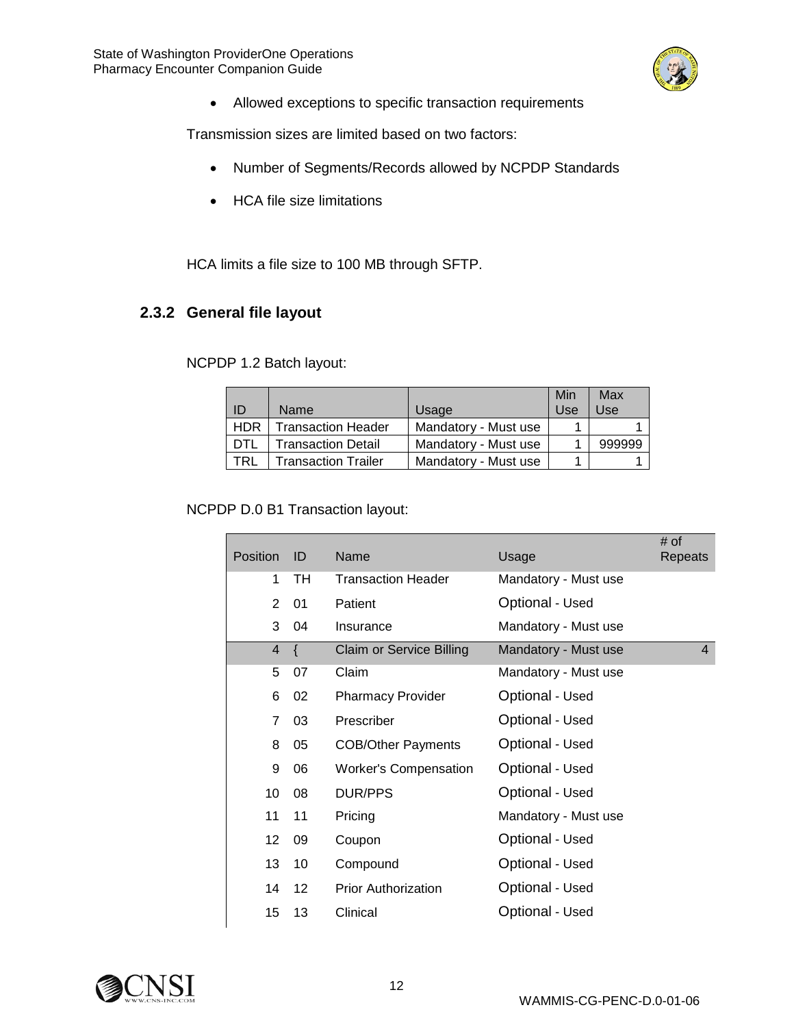- Allowed exceptions to specific transaction requirements

Transmission sizes are limited based on two factors:

- Number of Segments/Records allowed by NCPDP Standards
- HCA file size limitations

HCA limits a file size to 100 MB through SFTP.

### 2.3.2 General file layout

NCPDP 1.2 Batch layout:

| ID | Name | Usage | Min Use | Max Use |
|---|---|---|---|---|
| HDR | Transaction Header | Mandatory - Must use | 1 | 1 |
| DTL | Transaction Detail | Mandatory - Must use | 1 | 999999 |
| TRL | Transaction Trailer | Mandatory - Must use | 1 | 1 |

NCPDP D.0 B1 Transaction layout:

| Position | ID | Name | Usage | # of Repeats |
|---|---|---|---|---|
| 1 | TH | Transaction Header | Mandatory - Must use | |
| 2 | 01 | Patient | Optional - Used | |
| 3 | 04 | Insurance | Mandatory - Must use | |
| 4 | { | Claim or Service Billing | Mandatory - Must use | 4 |
| 5 | 07 | Claim | Mandatory - Must use | |
| 6 | 02 | Pharmacy Provider | Optional - Used | |
| 7 | 03 | Prescriber | Optional - Used | |
| 8 | 05 | COB/Other Payments | Optional - Used | |
| 9 | 06 | Worker's Compensation | Optional - Used | |
| 10 | 08 | DUR/PPS | Optional - Used | |
| 11 | 11 | Pricing | Mandatory - Must use | |
| 12 | 09 | Coupon | Optional - Used | |
| 13 | 10 | Compound | Optional - Used | |
| 14 | 12 | Prior Authorization | Optional - Used | |
| 15 | 13 | Clinical | Optional - Used | |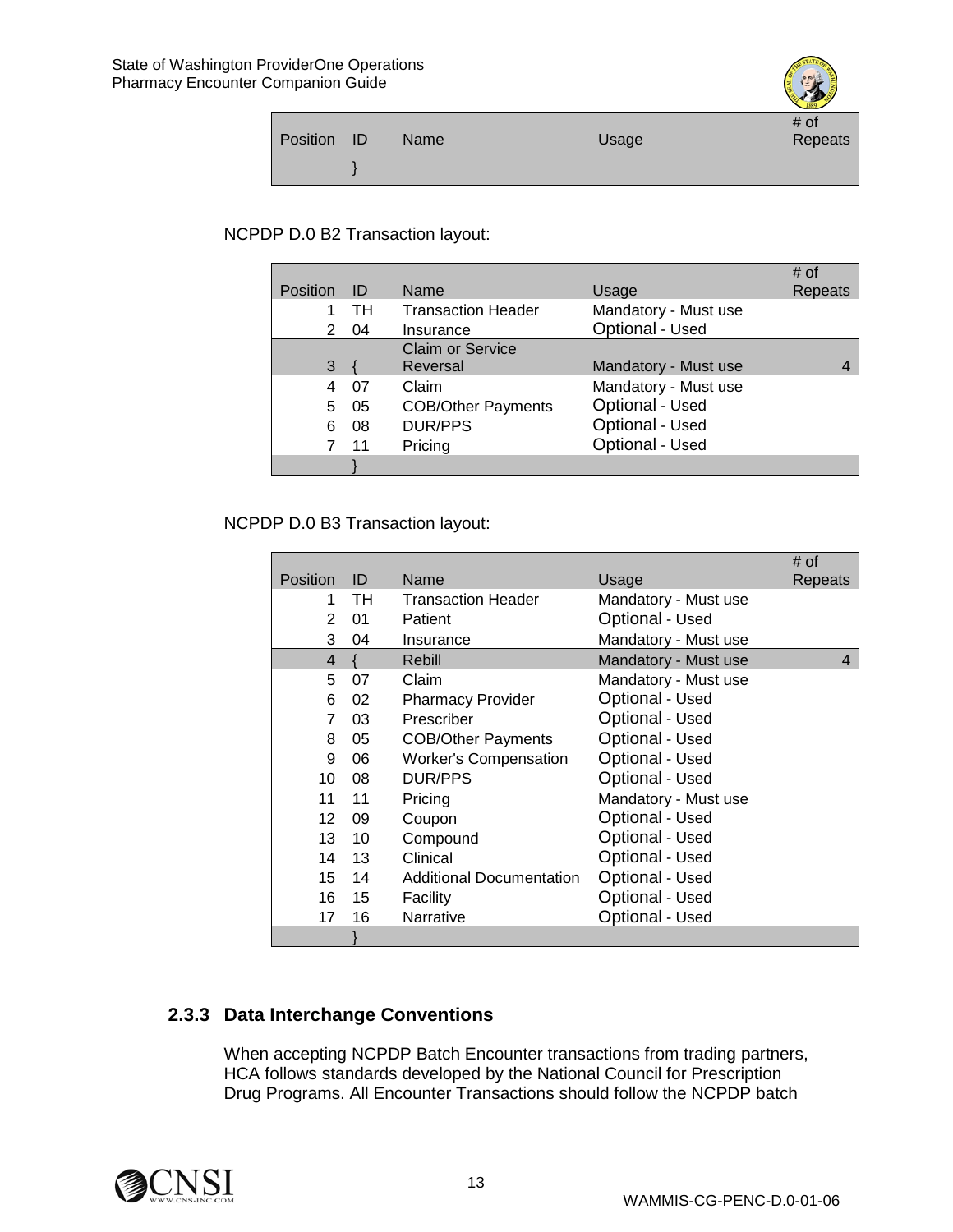| Position | ID | Name | Usage | # of Repeats |
|---|---|---|---|---|
| | } | | | |

NCPDP D.0 B2 Transaction layout:

| Position | ID | Name | Usage | # of Repeats |
|---|---|---|---|---|
| 1 | TH | Transaction Header | Mandatory - Must use | |
| 2 | 04 | Insurance | Optional - Used | |
| 3 | { | Claim or Service Reversal | Mandatory - Must use | 4 |
| 4 | 07 | Claim | Mandatory - Must use | |
| 5 | 05 | COB/Other Payments | Optional - Used | |
| 6 | 08 | DUR/PPS | Optional - Used | |
| 7 | 11 | Pricing | Optional - Used | |
| | } | | | |

NCPDP D.0 B3 Transaction layout:

| Position | ID | Name | Usage | # of Repeats |
|---|---|---|---|---|
| 1 | TH | Transaction Header | Mandatory - Must use | |
| 2 | 01 | Patient | Optional - Used | |
| 3 | 04 | Insurance | Mandatory - Must use | |
| 4 | { | Rebill | Mandatory - Must use | 4 |
| 5 | 07 | Claim | Mandatory - Must use | |
| 6 | 02 | Pharmacy Provider | Optional - Used | |
| 7 | 03 | Prescriber | Optional - Used | |
| 8 | 05 | COB/Other Payments | Optional - Used | |
| 9 | 06 | Worker's Compensation | Optional - Used | |
| 10 | 08 | DUR/PPS | Optional - Used | |
| 11 | 11 | Pricing | Mandatory - Must use | |
| 12 | 09 | Coupon | Optional - Used | |
| 13 | 10 | Compound | Optional - Used | |
| 14 | 13 | Clinical | Optional - Used | |
| 15 | 14 | Additional Documentation | Optional - Used | |
| 16 | 15 | Facility | Optional - Used | |
| 17 | 16 | Narrative | Optional - Used | |
| | } | | | |

### 2.3.3 Data Interchange Conventions

When accepting NCPDP Batch Encounter transactions from trading partners, HCA follows standards developed by the National Council for Prescription Drug Programs. All Encounter Transactions should follow the NCPDP batch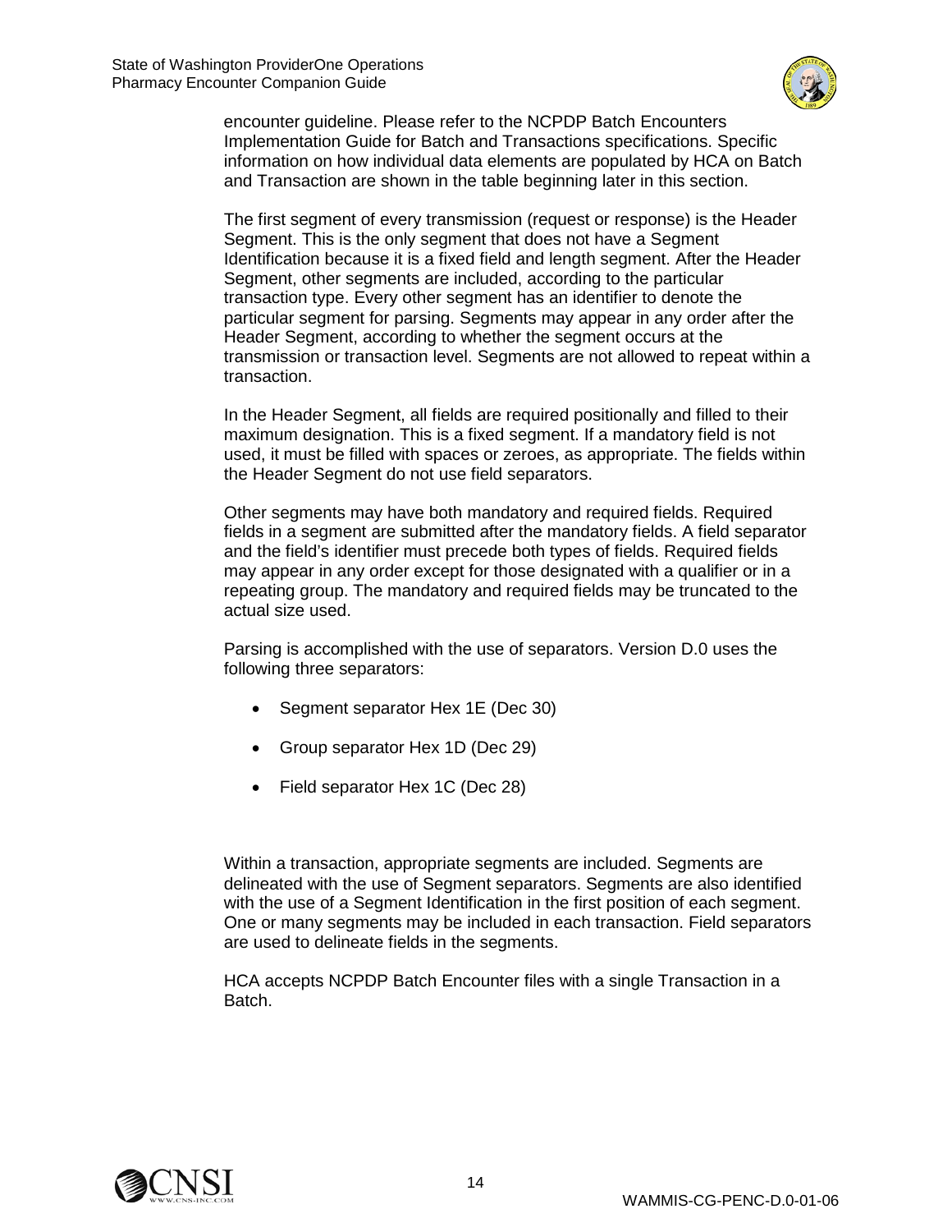encounter guideline. Please refer to the NCPDP Batch Encounters Implementation Guide for Batch and Transactions specifications. Specific information on how individual data elements are populated by HCA on Batch and Transaction are shown in the table beginning later in this section.

The first segment of every transmission (request or response) is the Header Segment. This is the only segment that does not have a Segment Identification because it is a fixed field and length segment. After the Header Segment, other segments are included, according to the particular transaction type. Every other segment has an identifier to denote the particular segment for parsing. Segments may appear in any order after the Header Segment, according to whether the segment occurs at the transmission or transaction level. Segments are not allowed to repeat within a transaction.

In the Header Segment, all fields are required positionally and filled to their maximum designation. This is a fixed segment. If a mandatory field is not used, it must be filled with spaces or zeroes, as appropriate. The fields within the Header Segment do not use field separators.

Other segments may have both mandatory and required fields. Required fields in a segment are submitted after the mandatory fields. A field separator and the field's identifier must precede both types of fields. Required fields may appear in any order except for those designated with a qualifier or in a repeating group. The mandatory and required fields may be truncated to the actual size used.

Parsing is accomplished with the use of separators. Version D.0 uses the following three separators:

- Segment separator Hex 1E (Dec 30)
- Group separator Hex 1D (Dec 29)
- Field separator Hex 1C (Dec 28)

Within a transaction, appropriate segments are included. Segments are delineated with the use of Segment separators. Segments are also identified with the use of a Segment Identification in the first position of each segment. One or many segments may be included in each transaction. Field separators are used to delineate fields in the segments.

HCA accepts NCPDP Batch Encounter files with a single Transaction in a Batch.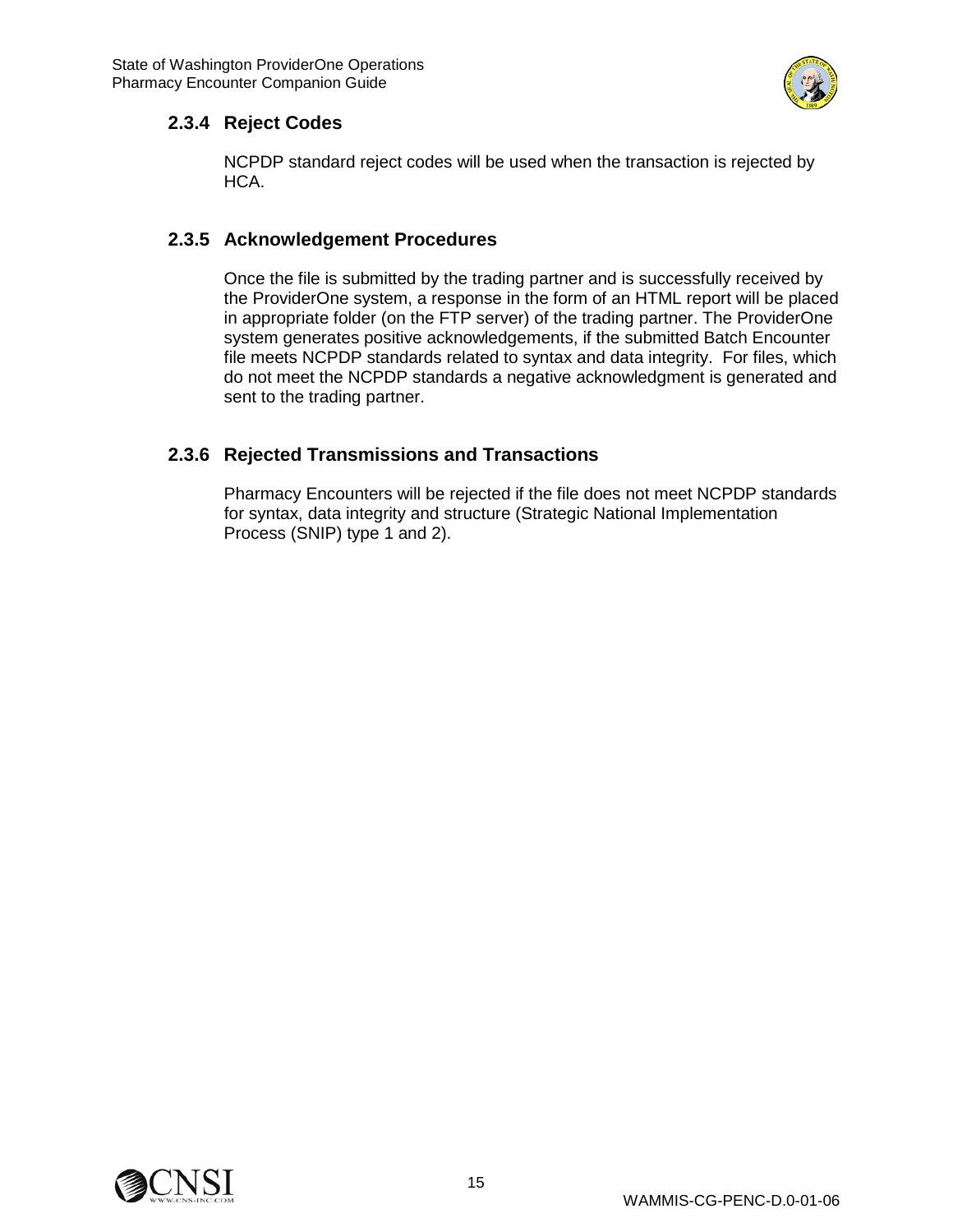### 2.3.4 Reject Codes

NCPDP standard reject codes will be used when the transaction is rejected by HCA.

### 2.3.5 Acknowledgement Procedures

Once the file is submitted by the trading partner and is successfully received by the ProviderOne system, a response in the form of an HTML report will be placed in appropriate folder (on the FTP server) of the trading partner. The ProviderOne system generates positive acknowledgements, if the submitted Batch Encounter file meets NCPDP standards related to syntax and data integrity. For files, which do not meet the NCPDP standards a negative acknowledgment is generated and sent to the trading partner.

### 2.3.6 Rejected Transmissions and Transactions

Pharmacy Encounters will be rejected if the file does not meet NCPDP standards for syntax, data integrity and structure (Strategic National Implementation Process (SNIP) type 1 and 2).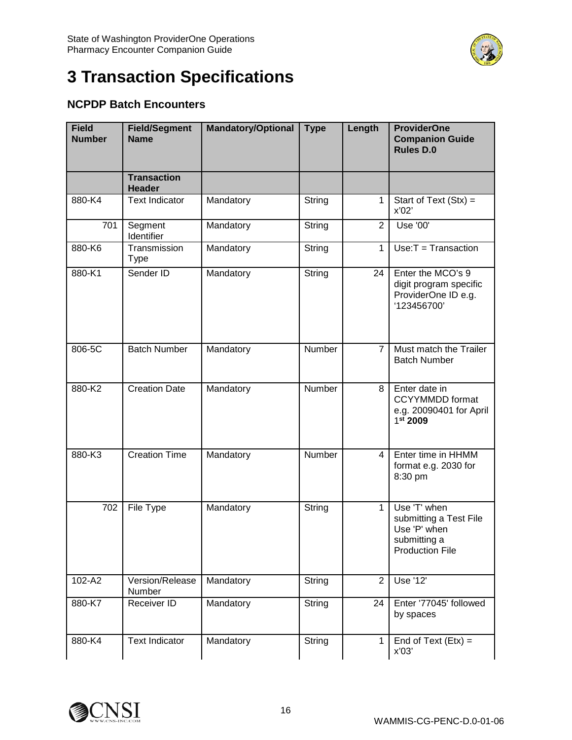# 3 Transaction Specifications

### NCPDP Batch Encounters

| Field Number | Field/Segment Name | Mandatory/Optional | Type | Length | ProviderOne Companion Guide Rules D.0 |
|---|---|---|---|---|---|
| | **Transaction Header** | | | | |
| 880-K4 | Text Indicator | Mandatory | String | 1 | Start of Text (Stx) = x'02' |
| 701 | Segment Identifier | Mandatory | String | 2 | Use '00' |
| 880-K6 | Transmission Type | Mandatory | String | 1 | Use:T = Transaction |
| 880-K1 | Sender ID | Mandatory | String | 24 | Enter the MCO's 9 digit program specific ProviderOne ID e.g. '123456700' |
| 806-5C | Batch Number | Mandatory | Number | 7 | Must match the Trailer Batch Number |
| 880-K2 | Creation Date | Mandatory | Number | 8 | Enter date in CCYYMMDD format e.g. 20090401 for April 1st **2009** |
| 880-K3 | Creation Time | Mandatory | Number | 4 | Enter time in HHMM format e.g. 2030 for 8:30 pm |
| 702 | File Type | Mandatory | String | 1 | Use 'T' when submitting a Test File Use 'P' when submitting a Production File |
| 102-A2 | Version/Release Number | Mandatory | String | 2 | Use '12' |
| 880-K7 | Receiver ID | Mandatory | String | 24 | Enter '77045' followed by spaces |
| 880-K4 | Text Indicator | Mandatory | String | 1 | End of Text (Etx) = x'03' |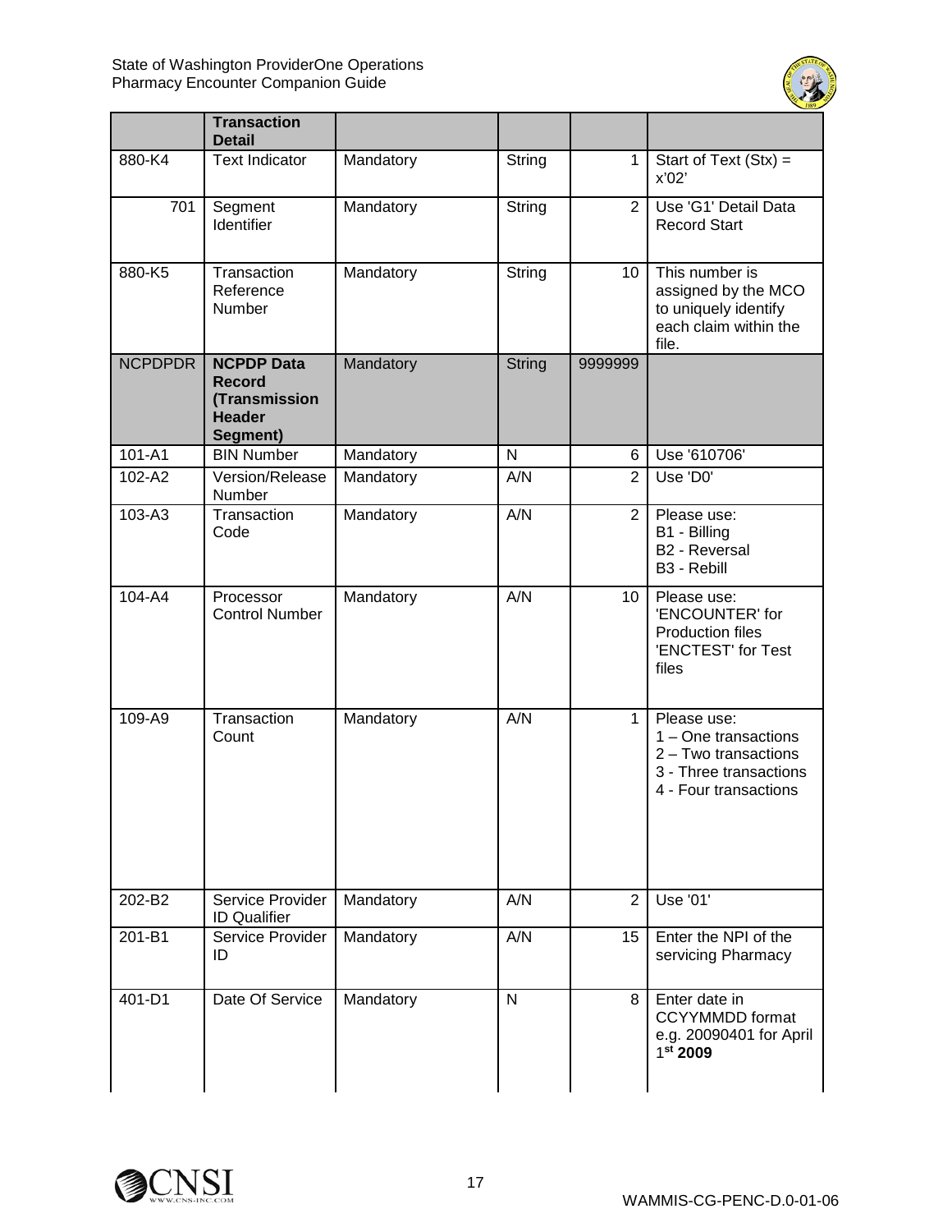| | **Transaction Detail** | | | | |
|---|---|---|---|---|---|
| 880-K4 | Text Indicator | Mandatory | String | 1 | Start of Text (Stx) = x'02' |
| 701 | Segment Identifier | Mandatory | String | 2 | Use 'G1' Detail Data Record Start |
| 880-K5 | Transaction Reference Number | Mandatory | String | 10 | This number is assigned by the MCO to uniquely identify each claim within the file. |
| NCPDPDR | **NCPDP Data Record (Transmission Header Segment)** | Mandatory | String | 9999999 | |
| 101-A1 | BIN Number | Mandatory | N | 6 | Use '610706' |
| 102-A2 | Version/Release Number | Mandatory | A/N | 2 | Use 'D0' |
| 103-A3 | Transaction Code | Mandatory | A/N | 2 | Please use:<br>B1 - Billing<br>B2 - Reversal<br>B3 - Rebill |
| 104-A4 | Processor Control Number | Mandatory | A/N | 10 | Please use:<br>'ENCOUNTER' for Production files<br>'ENCTEST' for Test files |
| 109-A9 | Transaction Count | Mandatory | A/N | 1 | Please use:<br>1 – One transactions<br>2 – Two transactions<br>3 - Three transactions<br>4 - Four transactions |
| 202-B2 | Service Provider ID Qualifier | Mandatory | A/N | 2 | Use '01' |
| 201-B1 | Service Provider ID | Mandatory | A/N | 15 | Enter the NPI of the servicing Pharmacy |
| 401-D1 | Date Of Service | Mandatory | N | 8 | Enter date in CCYYMMDD format e.g. 20090401 for April 1st **2009** |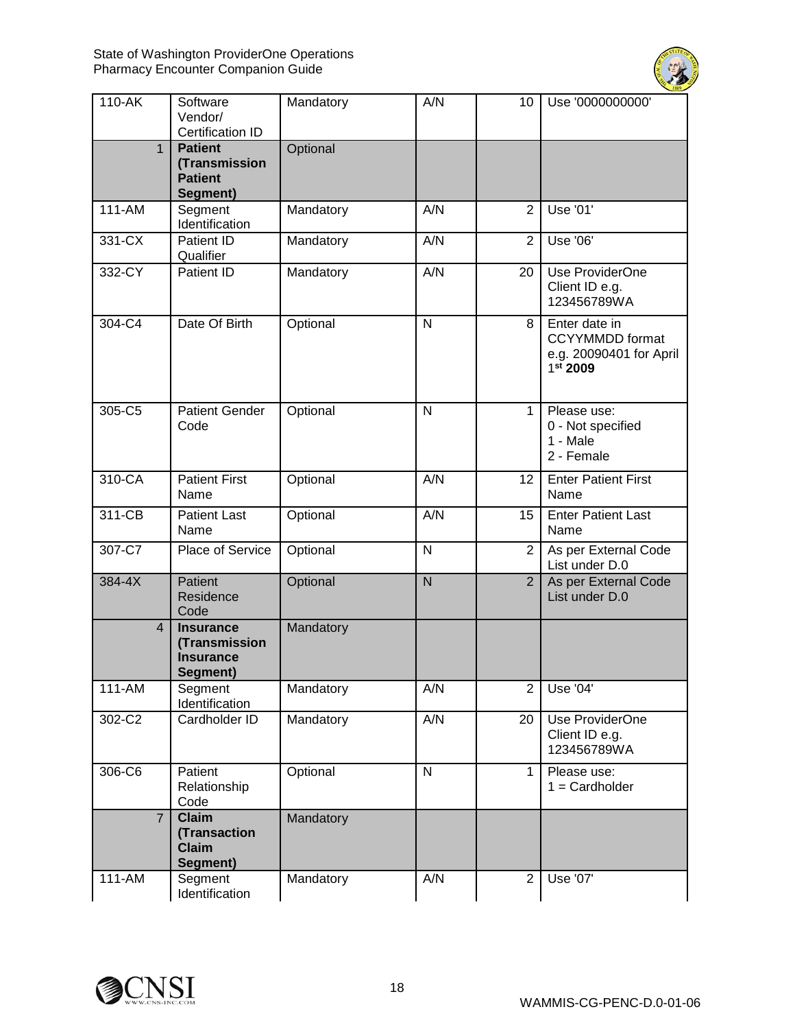| 110-AK | Software Vendor/ Certification ID | Mandatory | A/N | 10 | Use '0000000000' |
|---|---|---|---|---|---|
| 1 | **Patient (Transmission Patient Segment)** | Optional | | | |
| 111-AM | Segment Identification | Mandatory | A/N | 2 | Use '01' |
| 331-CX | Patient ID Qualifier | Mandatory | A/N | 2 | Use '06' |
| 332-CY | Patient ID | Mandatory | A/N | 20 | Use ProviderOne Client ID e.g. 123456789WA |
| 304-C4 | Date Of Birth | Optional | N | 8 | Enter date in CCYYMMDD format e.g. 20090401 for April 1st **2009** |
| 305-C5 | Patient Gender Code | Optional | N | 1 | Please use: 0 - Not specified 1 - Male 2 - Female |
| 310-CA | Patient First Name | Optional | A/N | 12 | Enter Patient First Name |
| 311-CB | Patient Last Name | Optional | A/N | 15 | Enter Patient Last Name |
| 307-C7 | Place of Service | Optional | N | 2 | As per External Code List under D.0 |
| 384-4X | Patient Residence Code | Optional | N | 2 | As per External Code List under D.0 |
| 4 | **Insurance (Transmission Insurance Segment)** | Mandatory | | | |
| 111-AM | Segment Identification | Mandatory | A/N | 2 | Use '04' |
| 302-C2 | Cardholder ID | Mandatory | A/N | 20 | Use ProviderOne Client ID e.g. 123456789WA |
| 306-C6 | Patient Relationship Code | Optional | N | 1 | Please use: 1 = Cardholder |
| 7 | **Claim (Transaction Claim Segment)** | Mandatory | | | |
| 111-AM | Segment Identification | Mandatory | A/N | 2 | Use '07' |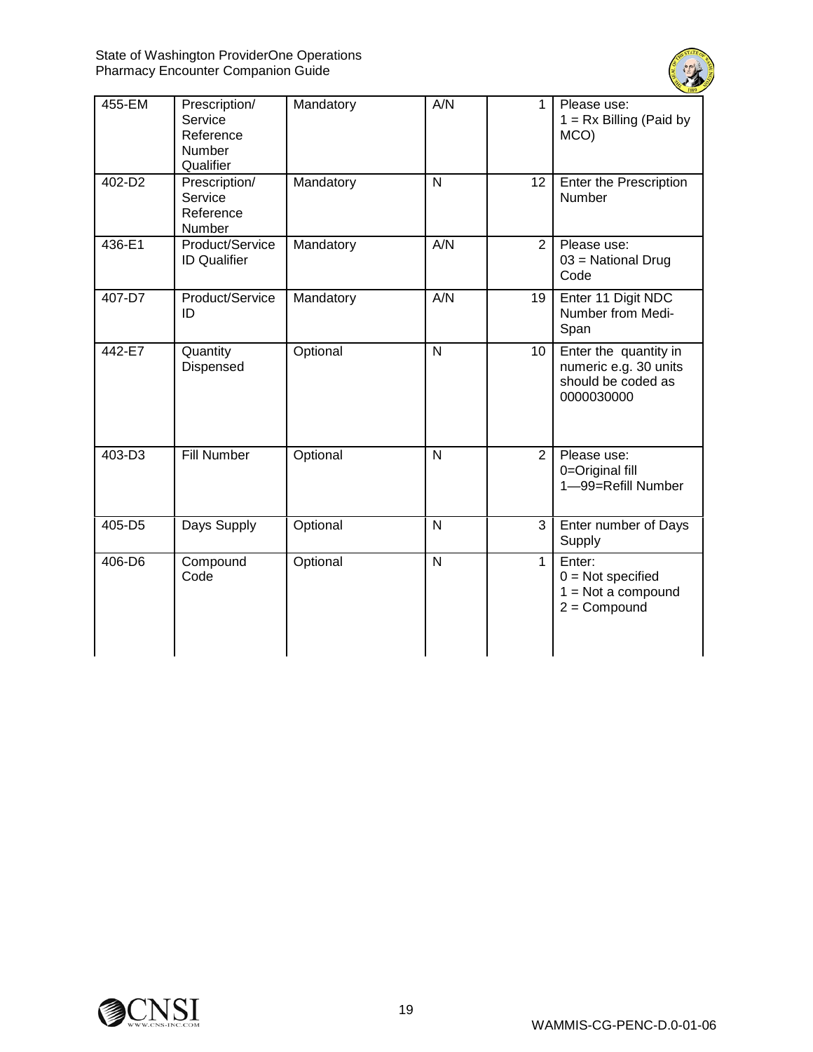| 455-EM | Prescription/ Service Reference Number Qualifier | Mandatory | A/N | 1 | Please use: 1 = Rx Billing (Paid by MCO) |
|---|---|---|---|---|---|
| 402-D2 | Prescription/ Service Reference Number | Mandatory | N | 12 | Enter the Prescription Number |
| 436-E1 | Product/Service ID Qualifier | Mandatory | A/N | 2 | Please use: 03 = National Drug Code |
| 407-D7 | Product/Service ID | Mandatory | A/N | 19 | Enter 11 Digit NDC Number from Medi-Span |
| 442-E7 | Quantity Dispensed | Optional | N | 10 | Enter the quantity in numeric e.g. 30 units should be coded as 0000030000 |
| 403-D3 | Fill Number | Optional | N | 2 | Please use: 0=Original fill 1—99=Refill Number |
| 405-D5 | Days Supply | Optional | N | 3 | Enter number of Days Supply |
| 406-D6 | Compound Code | Optional | N | 1 | Enter: 0 = Not specified 1 = Not a compound 2 = Compound |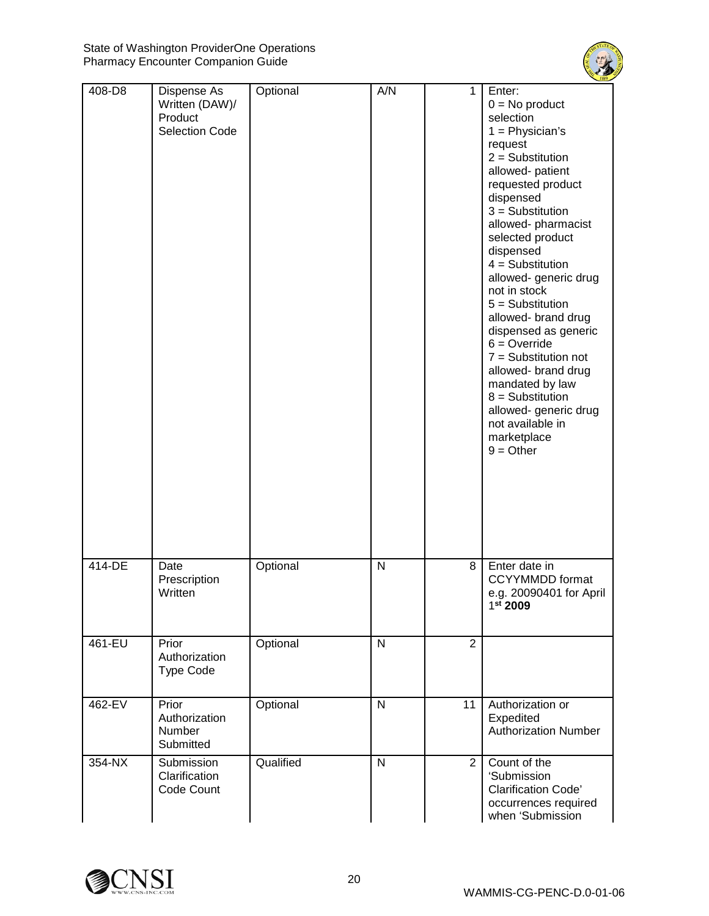| 408-D8 | Dispense As Written (DAW)/ Product Selection Code | Optional | A/N | 1 | Enter:<br>0 = No product selection<br>1 = Physician's request<br>2 = Substitution allowed- patient requested product dispensed<br>3 = Substitution allowed- pharmacist selected product dispensed<br>4 = Substitution allowed- generic drug not in stock<br>5 = Substitution allowed- brand drug dispensed as generic<br>6 = Override<br>7 = Substitution not allowed- brand drug mandated by law<br>8 = Substitution allowed- generic drug not available in marketplace<br>9 = Other |
|---|---|---|---|---|---|
| 414-DE | Date Prescription Written | Optional | N | 8 | Enter date in CCYYMMDD format e.g. 20090401 for April 1**st 2009** |
| 461-EU | Prior Authorization Type Code | Optional | N | 2 | |
| 462-EV | Prior Authorization Number Submitted | Optional | N | 11 | Authorization or Expedited Authorization Number |
| 354-NX | Submission Clarification Code Count | Qualified | N | 2 | Count of the 'Submission Clarification Code' occurrences required when 'Submission |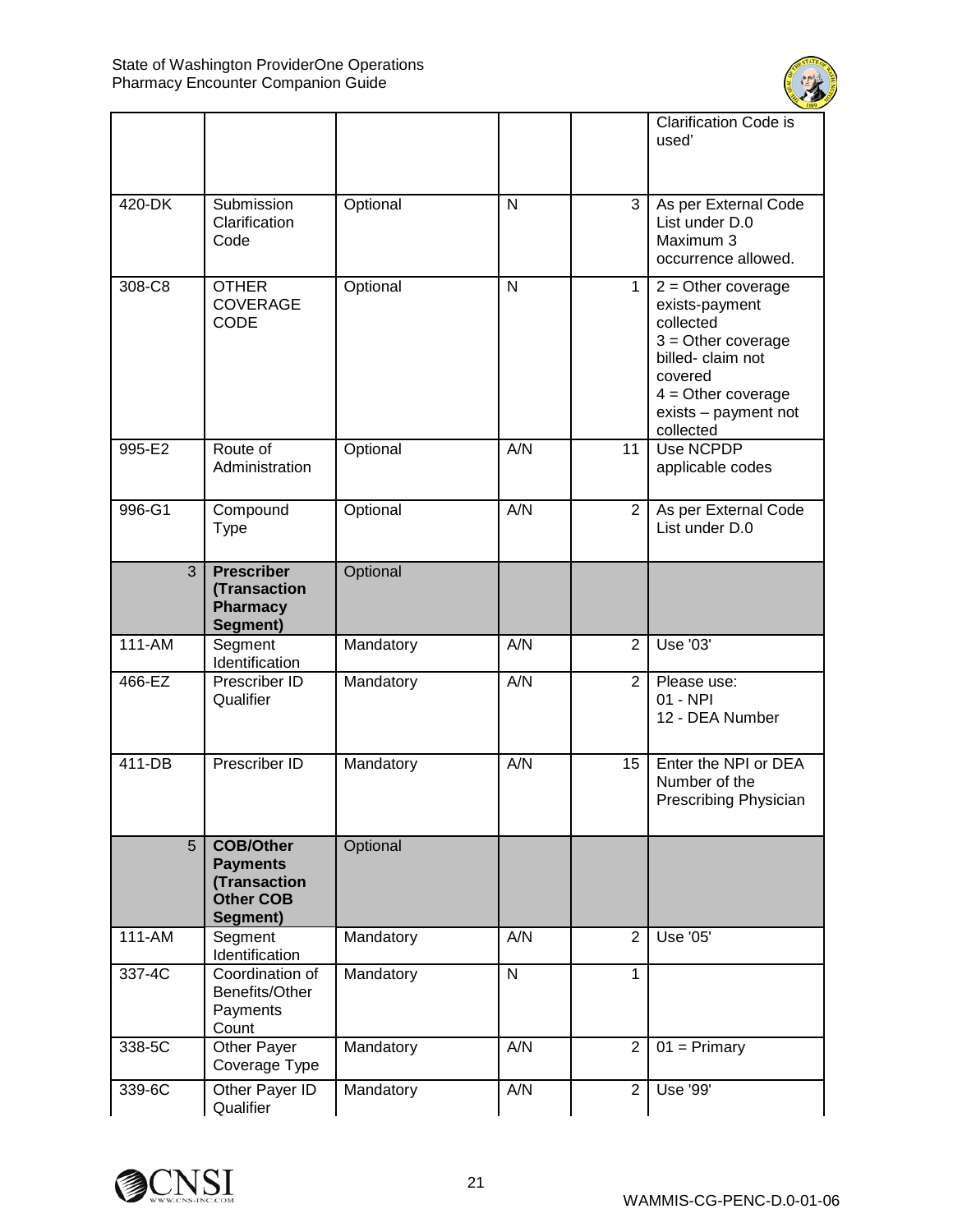| | | | | | |
|---|---|---|---|---|---|
| | | | | | Clarification Code is used' |
| 420-DK | Submission Clarification Code | Optional | N | 3 | As per External Code List under D.0 Maximum 3 occurrence allowed. |
| 308-C8 | OTHER COVERAGE CODE | Optional | N | 1 | 2 = Other coverage exists-payment collected<br>3 = Other coverage billed- claim not covered<br>4 = Other coverage exists – payment not collected |
| 995-E2 | Route of Administration | Optional | A/N | 11 | Use NCPDP applicable codes |
| 996-G1 | Compound Type | Optional | A/N | 2 | As per External Code List under D.0 |
| 3 | **Prescriber (Transaction Pharmacy Segment)** | Optional | | | |
| 111-AM | Segment Identification | Mandatory | A/N | 2 | Use '03' |
| 466-EZ | Prescriber ID Qualifier | Mandatory | A/N | 2 | Please use:<br>01 - NPI<br>12 - DEA Number |
| 411-DB | Prescriber ID | Mandatory | A/N | 15 | Enter the NPI or DEA Number of the Prescribing Physician |
| 5 | **COB/Other Payments (Transaction Other COB Segment)** | Optional | | | |
| 111-AM | Segment Identification | Mandatory | A/N | 2 | Use '05' |
| 337-4C | Coordination of Benefits/Other Payments Count | Mandatory | N | 1 | |
| 338-5C | Other Payer Coverage Type | Mandatory | A/N | 2 | 01 = Primary |
| 339-6C | Other Payer ID Qualifier | Mandatory | A/N | 2 | Use '99' |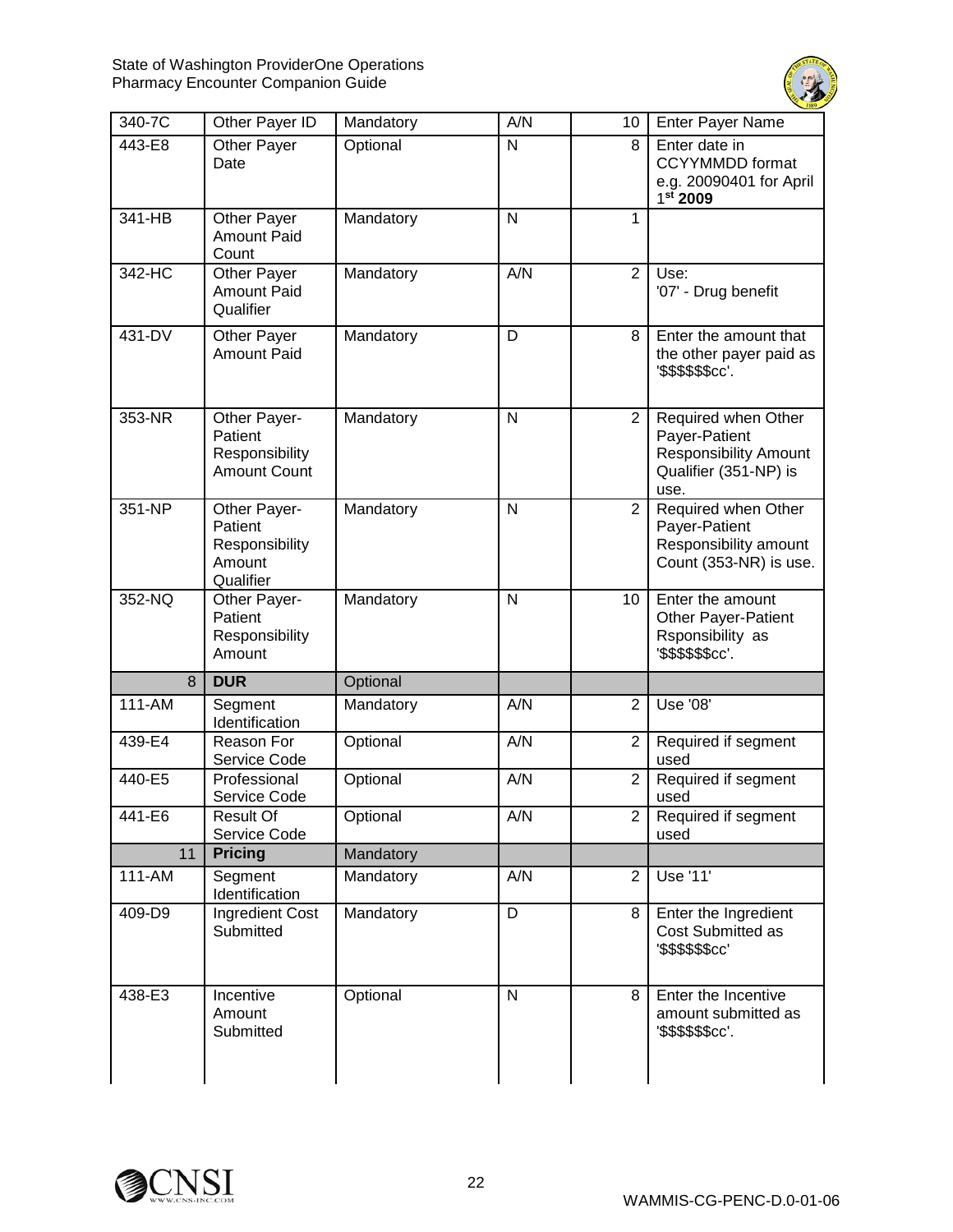| 340-7C | Other Payer ID | Mandatory | A/N | 10 | Enter Payer Name |
|---|---|---|---|---|---|
| 443-E8 | Other Payer Date | Optional | N | 8 | Enter date in CCYYMMDD format e.g. 20090401 for April 1st **2009** |
| 341-HB | Other Payer Amount Paid Count | Mandatory | N | 1 | |
| 342-HC | Other Payer Amount Paid Qualifier | Mandatory | A/N | 2 | Use: '07' - Drug benefit |
| 431-DV | Other Payer Amount Paid | Mandatory | D | 8 | Enter the amount that the other payer paid as '$$$$$$cc'. |
| 353-NR | Other Payer-Patient Responsibility Amount Count | Mandatory | N | 2 | Required when Other Payer-Patient Responsibility Amount Qualifier (351-NP) is use. |
| 351-NP | Other Payer-Patient Responsibility Amount Qualifier | Mandatory | N | 2 | Required when Other Payer-Patient Responsibility amount Count (353-NR) is use. |
| 352-NQ | Other Payer-Patient Responsibility Amount | Mandatory | N | 10 | Enter the amount Other Payer-Patient Rsponsibility as '$$$$$$cc'. |
| 8 | **DUR** | Optional | | | |
| 111-AM | Segment Identification | Mandatory | A/N | 2 | Use '08' |
| 439-E4 | Reason For Service Code | Optional | A/N | 2 | Required if segment used |
| 440-E5 | Professional Service Code | Optional | A/N | 2 | Required if segment used |
| 441-E6 | Result Of Service Code | Optional | A/N | 2 | Required if segment used |
| 11 | **Pricing** | Mandatory | | | |
| 111-AM | Segment Identification | Mandatory | A/N | 2 | Use '11' |
| 409-D9 | Ingredient Cost Submitted | Mandatory | D | 8 | Enter the Ingredient Cost Submitted as '$$$$$$cc' |
| 438-E3 | Incentive Amount Submitted | Optional | N | 8 | Enter the Incentive amount submitted as '$$$$$$cc'. |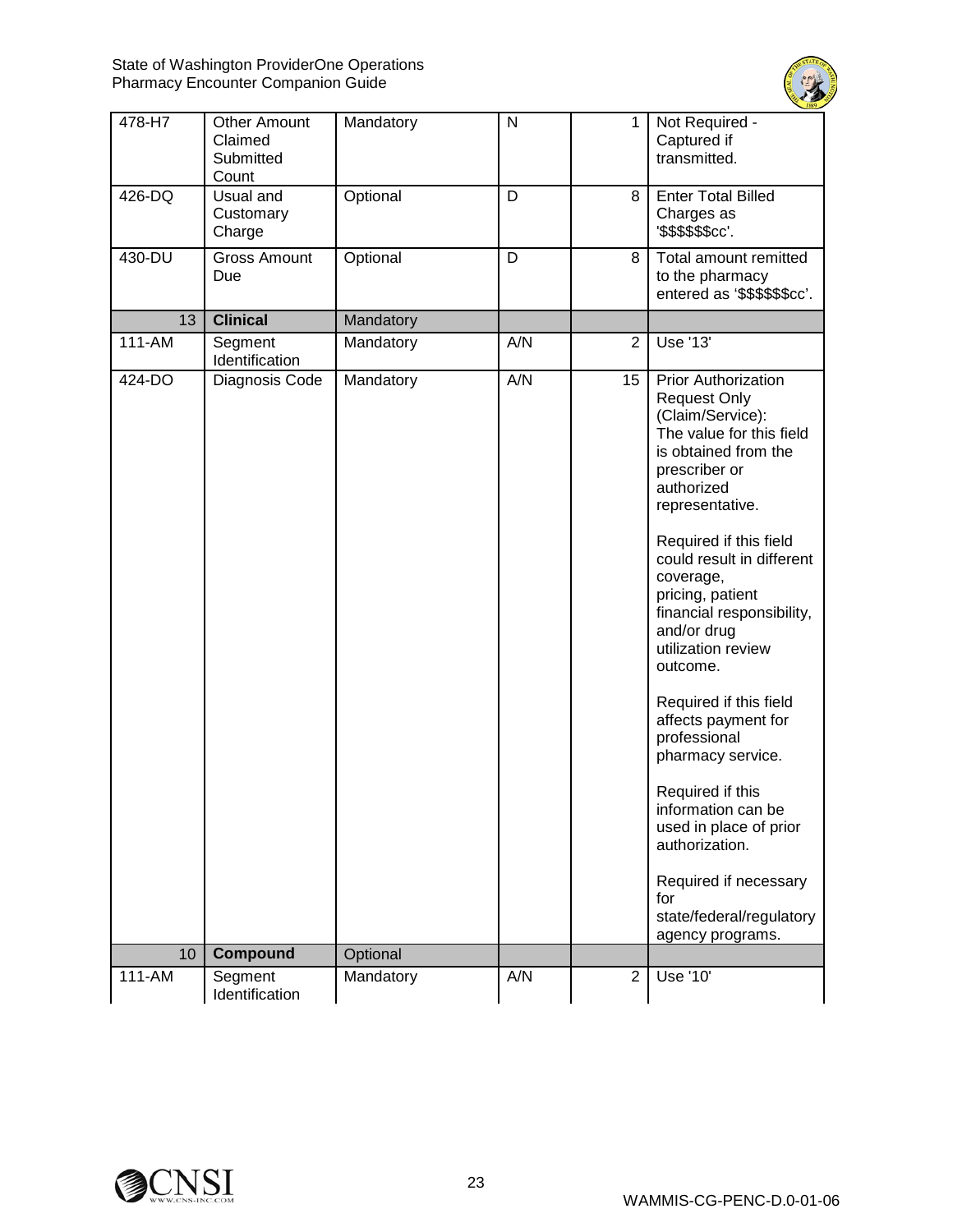| | | | | | |
|---|---|---|---|---|---|
| 478-H7 | Other Amount Claimed Submitted Count | Mandatory | N | 1 | Not Required - Captured if transmitted. |
| 426-DQ | Usual and Customary Charge | Optional | D | 8 | Enter Total Billed Charges as '$$$$$$cc'. |
| 430-DU | Gross Amount Due | Optional | D | 8 | Total amount remitted to the pharmacy entered as '$$$$$$cc'. |
| 13 | **Clinical** | Mandatory | | | |
| 111-AM | Segment Identification | Mandatory | A/N | 2 | Use '13' |
| 424-DO | Diagnosis Code | Mandatory | A/N | 15 | Prior Authorization Request Only (Claim/Service): The value for this field is obtained from the prescriber or authorized representative.<br><br>Required if this field could result in different coverage, pricing, patient financial responsibility, and/or drug utilization review outcome.<br><br>Required if this field affects payment for professional pharmacy service.<br><br>Required if this information can be used in place of prior authorization.<br><br>Required if necessary for state/federal/regulatory agency programs. |
| 10 | **Compound** | Optional | | | |
| 111-AM | Segment Identification | Mandatory | A/N | 2 | Use '10' |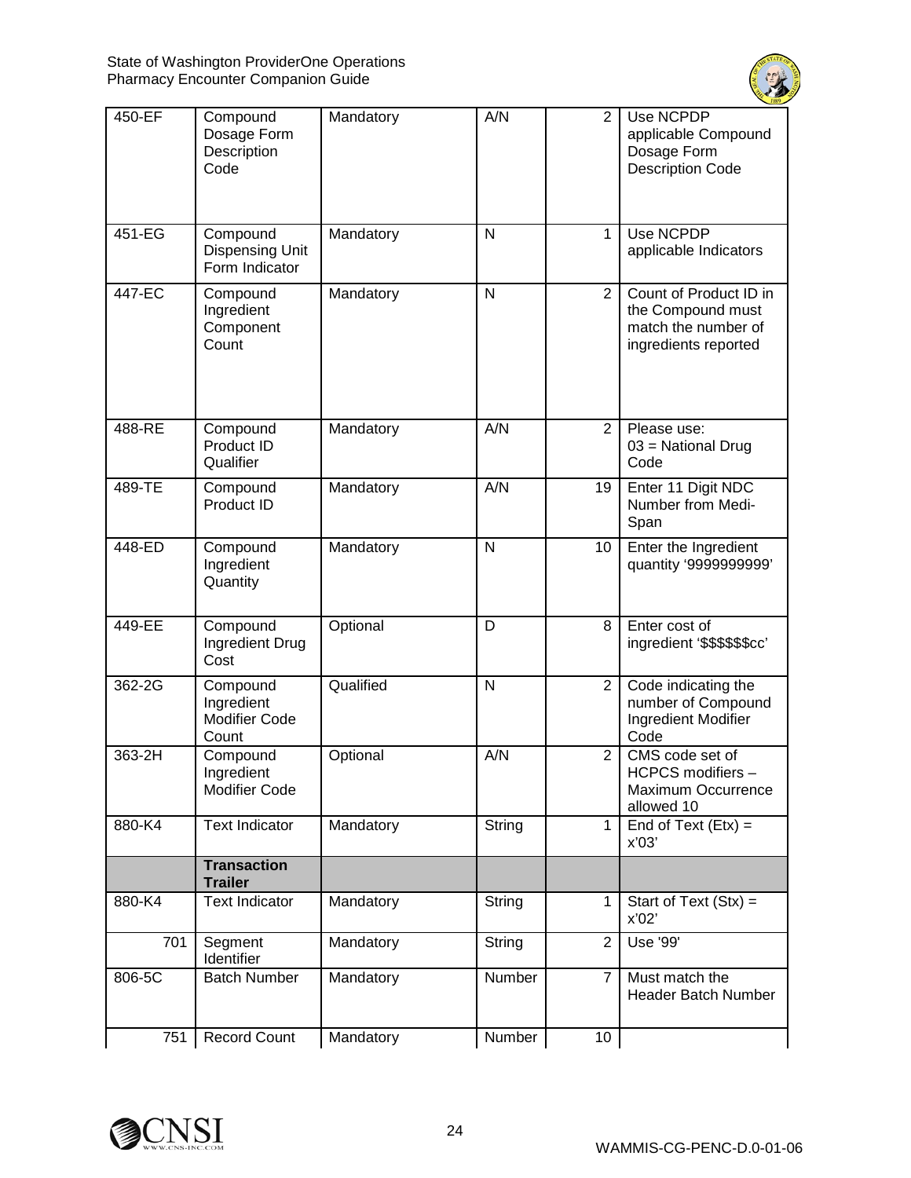| 450-EF | Compound Dosage Form Description Code | Mandatory | A/N | 2 | Use NCPDP applicable Compound Dosage Form Description Code |
|---|---|---|---|---|---|
| 451-EG | Compound Dispensing Unit Form Indicator | Mandatory | N | 1 | Use NCPDP applicable Indicators |
| 447-EC | Compound Ingredient Component Count | Mandatory | N | 2 | Count of Product ID in the Compound must match the number of ingredients reported |
| 488-RE | Compound Product ID Qualifier | Mandatory | A/N | 2 | Please use: 03 = National Drug Code |
| 489-TE | Compound Product ID | Mandatory | A/N | 19 | Enter 11 Digit NDC Number from Medi-Span |
| 448-ED | Compound Ingredient Quantity | Mandatory | N | 10 | Enter the Ingredient quantity '9999999999' |
| 449-EE | Compound Ingredient Drug Cost | Optional | D | 8 | Enter cost of ingredient '$$$$$$cc' |
| 362-2G | Compound Ingredient Modifier Code Count | Qualified | N | 2 | Code indicating the number of Compound Ingredient Modifier Code |
| 363-2H | Compound Ingredient Modifier Code | Optional | A/N | 2 | CMS code set of HCPCS modifiers – Maximum Occurrence allowed 10 |
| 880-K4 | Text Indicator | Mandatory | String | 1 | End of Text (Etx) = x'03' |
| | **Transaction Trailer** | | | | |
| 880-K4 | Text Indicator | Mandatory | String | 1 | Start of Text (Stx) = x'02' |
| 701 | Segment Identifier | Mandatory | String | 2 | Use '99' |
| 806-5C | Batch Number | Mandatory | Number | 7 | Must match the Header Batch Number |
| 751 | Record Count | Mandatory | Number | 10 | |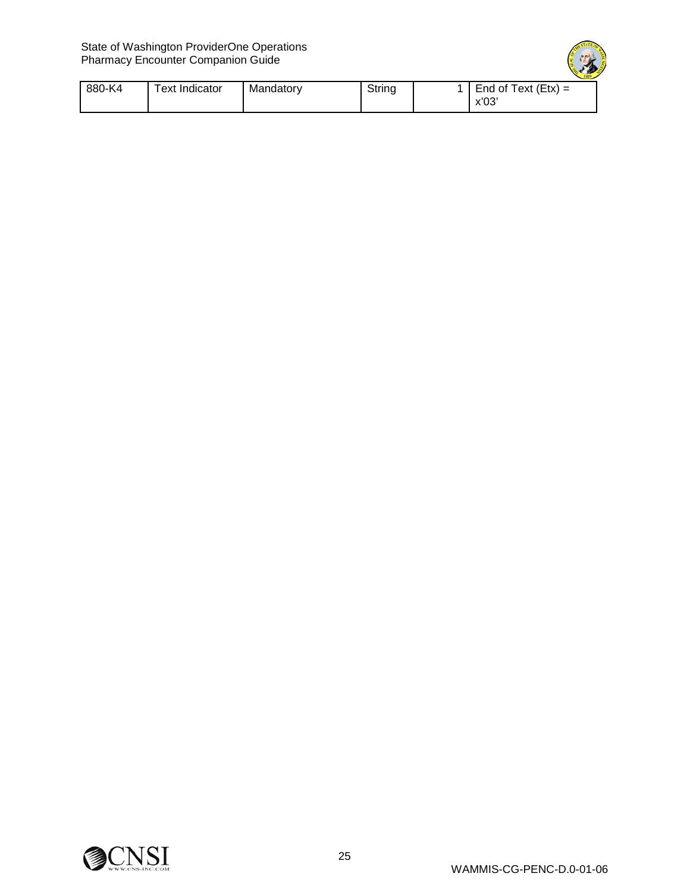| | | | | | |
|---|---|---|---|---|---|
| 880-K4 | Text Indicator | Mandatory | String | 1 | End of Text (Etx) = x’03’ |